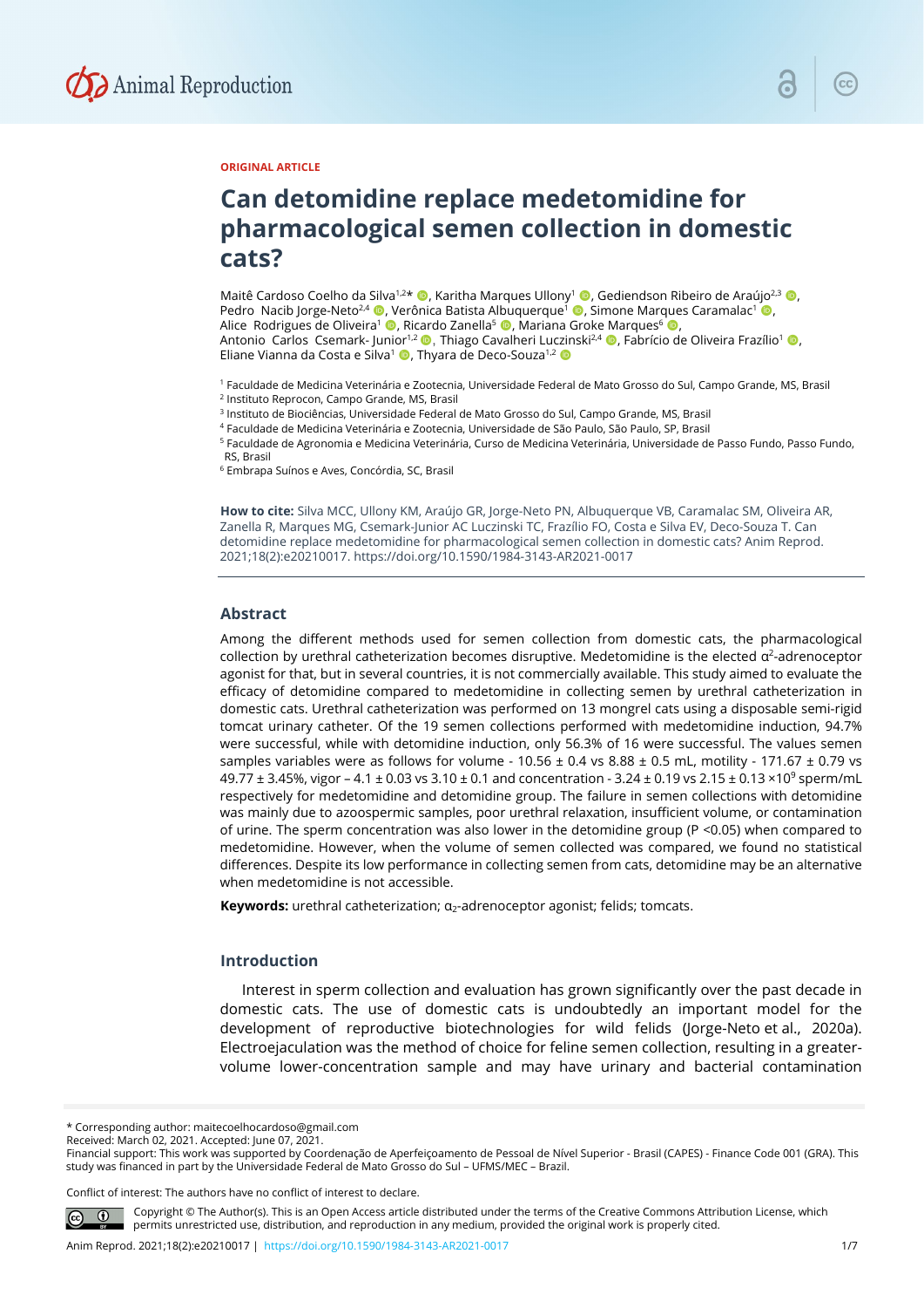ORIGINAL ARTICLE

# Can detomidine replace medetomidine for pharmacological semen collection in domestic cats?

Maitê Cardoso Coelho da Silva[1,2]*, Karitha Marques Ullony[1], Gediendson Ribeiro de Araújo[2,3], Pedro Nacib Jorge-Neto[2,4], Verônica Batista Albuquerque[1], Simone Marques Caramalac[1], Alice Rodrigues de Oliveira[1], Ricardo Zanella[5], Mariana Groke Marques[6], Antonio Carlos Csemark- Junior[1,2], Thiago Cavalheri Luczinski[2,4], Fabrício de Oliveira Frazílio[1], Eliane Vianna da Costa e Silva[1], Thyara de Deco-Souza[1,2]

[1] Faculdade de Medicina Veterinária e Zootecnia, Universidade Federal de Mato Grosso do Sul, Campo Grande, MS, Brasil
[2] Instituto Reprocon, Campo Grande, MS, Brasil
[3] Instituto de Biociências, Universidade Federal de Mato Grosso do Sul, Campo Grande, MS, Brasil
[4] Faculdade de Medicina Veterinária e Zootecnia, Universidade de São Paulo, São Paulo, SP, Brasil
[5] Faculdade de Agronomia e Medicina Veterinária, Curso de Medicina Veterinária, Universidade de Passo Fundo, Passo Fundo, RS, Brasil
[6] Embrapa Suínos e Aves, Concórdia, SC, Brasil

**How to cite:** Silva MCC, Ullony KM, Araújo GR, Jorge-Neto PN, Albuquerque VB, Caramalac SM, Oliveira AR, Zanella R, Marques MG, Csemark-Junior AC Luczinski TC, Frazílio FO, Costa e Silva EV, Deco-Souza T. Can detomidine replace medetomidine for pharmacological semen collection in domestic cats? Anim Reprod. 2021;18(2):e20210017. https://doi.org/10.1590/1984-3143-AR2021-0017

## Abstract

Among the different methods used for semen collection from domestic cats, the pharmacological collection by urethral catheterization becomes disruptive. Medetomidine is the elected $\alpha^2$-adrenoceptor agonist for that, but in several countries, it is not commercially available. This study aimed to evaluate the efficacy of detomidine compared to medetomidine in collecting semen by urethral catheterization in domestic cats. Urethral catheterization was performed on 13 mongrel cats using a disposable semi-rigid tomcat urinary catheter. Of the 19 semen collections performed with medetomidine induction, 94.7% were successful, while with detomidine induction, only 56.3% of 16 were successful. The values semen samples variables were as follows for volume - 10.56 ± 0.4 vs 8.88 ± 0.5 mL, motility - 171.67 ± 0.79 vs 49.77 ± 3.45%, vigor – 4.1 ± 0.03 vs 3.10 ± 0.1 and concentration - 3.24 ± 0.19 vs 2.15 ± 0.13 $\times 10^9$ sperm/mL respectively for medetomidine and detomidine group. The failure in semen collections with detomidine was mainly due to azoospermic samples, poor urethral relaxation, insufficient volume, or contamination of urine. The sperm concentration was also lower in the detomidine group ($P < 0.05$) when compared to medetomidine. However, when the volume of semen collected was compared, we found no statistical differences. Despite its low performance in collecting semen from cats, detomidine may be an alternative when medetomidine is not accessible.

**Keywords:** urethral catheterization; $\alpha_2$-adrenoceptor agonist; felids; tomcats.

## Introduction

Interest in sperm collection and evaluation has grown significantly over the past decade in domestic cats. The use of domestic cats is undoubtedly an important model for the development of reproductive biotechnologies for wild felids (Jorge-Neto et al., 2020a). Electroejaculation was the method of choice for feline semen collection, resulting in a greater-volume lower-concentration sample and may have urinary and bacterial contamination

---

* Corresponding author: maitecoelhocardoso@gmail.com
Received: March 02, 2021. Accepted: June 07, 2021.
Financial support: This work was supported by Coordenação de Aperfeiçoamento de Pessoal de Nível Superior - Brasil (CAPES) - Finance Code 001 (GRA). This study was financed in part by the Universidade Federal de Mato Grosso do Sul – UFMS/MEC – Brazil.

Conflict of interest: The authors have no conflict of interest to declare.

Copyright © The Author(s). This is an Open Access article distributed under the terms of the Creative Commons Attribution License, which permits unrestricted use, distribution, and reproduction in any medium, provided the original work is properly cited.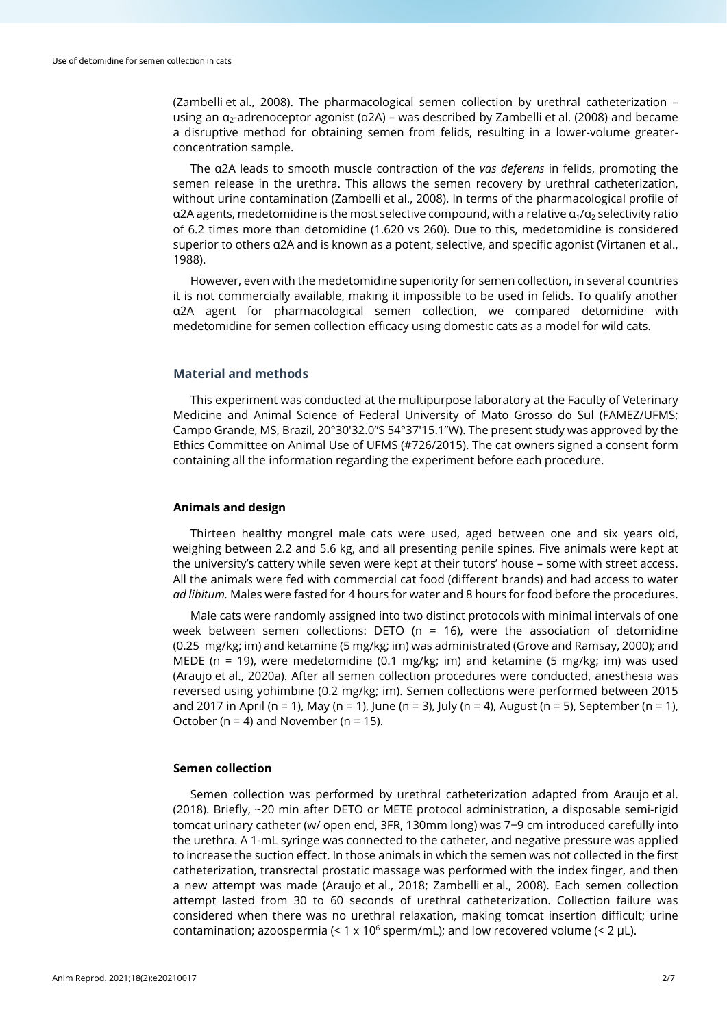(Zambelli et al., 2008). The pharmacological semen collection by urethral catheterization – using an $\alpha_2$-adrenoceptor agonist (α2A) – was described by Zambelli et al. (2008) and became a disruptive method for obtaining semen from felids, resulting in a lower-volume greater-concentration sample.

The α2A leads to smooth muscle contraction of the *vas deferens* in felids, promoting the semen release in the urethra. This allows the semen recovery by urethral catheterization, without urine contamination (Zambelli et al., 2008). In terms of the pharmacological profile of α2A agents, medetomidine is the most selective compound, with a relative $\alpha_1/\alpha_2$ selectivity ratio of 6.2 times more than detomidine (1.620 vs 260). Due to this, medetomidine is considered superior to others α2A and is known as a potent, selective, and specific agonist (Virtanen et al., 1988).

However, even with the medetomidine superiority for semen collection, in several countries it is not commercially available, making it impossible to be used in felids. To qualify another α2A agent for pharmacological semen collection, we compared detomidine with medetomidine for semen collection efficacy using domestic cats as a model for wild cats.

## Material and methods

This experiment was conducted at the multipurpose laboratory at the Faculty of Veterinary Medicine and Animal Science of Federal University of Mato Grosso do Sul (FAMEZ/UFMS; Campo Grande, MS, Brazil, 20°30'32.0"S 54°37'15.1"W). The present study was approved by the Ethics Committee on Animal Use of UFMS (#726/2015). The cat owners signed a consent form containing all the information regarding the experiment before each procedure.

### Animals and design

Thirteen healthy mongrel male cats were used, aged between one and six years old, weighing between 2.2 and 5.6 kg, and all presenting penile spines. Five animals were kept at the university's cattery while seven were kept at their tutors' house – some with street access. All the animals were fed with commercial cat food (different brands) and had access to water *ad libitum.* Males were fasted for 4 hours for water and 8 hours for food before the procedures.

Male cats were randomly assigned into two distinct protocols with minimal intervals of one week between semen collections: DETO (n = 16), were the association of detomidine (0.25 mg/kg; im) and ketamine (5 mg/kg; im) was administrated (Grove and Ramsay, 2000); and MEDE (n = 19), were medetomidine (0.1 mg/kg; im) and ketamine (5 mg/kg; im) was used (Araujo et al., 2020a). After all semen collection procedures were conducted, anesthesia was reversed using yohimbine (0.2 mg/kg; im). Semen collections were performed between 2015 and 2017 in April (n = 1), May (n = 1), June (n = 3), July (n = 4), August (n = 5), September (n = 1), October (n = 4) and November (n = 15).

### Semen collection

Semen collection was performed by urethral catheterization adapted from Araujo et al. (2018). Briefly, ~20 min after DETO or METE protocol administration, a disposable semi-rigid tomcat urinary catheter (w/ open end, 3FR, 130mm long) was 7−9 cm introduced carefully into the urethra. A 1-mL syringe was connected to the catheter, and negative pressure was applied to increase the suction effect. In those animals in which the semen was not collected in the first catheterization, transrectal prostatic massage was performed with the index finger, and then a new attempt was made (Araujo et al., 2018; Zambelli et al., 2008). Each semen collection attempt lasted from 30 to 60 seconds of urethral catheterization. Collection failure was considered when there was no urethral relaxation, making tomcat insertion difficult; urine contamination; azoospermia (< 1 x $10^6$ sperm/mL); and low recovered volume (< 2 μL).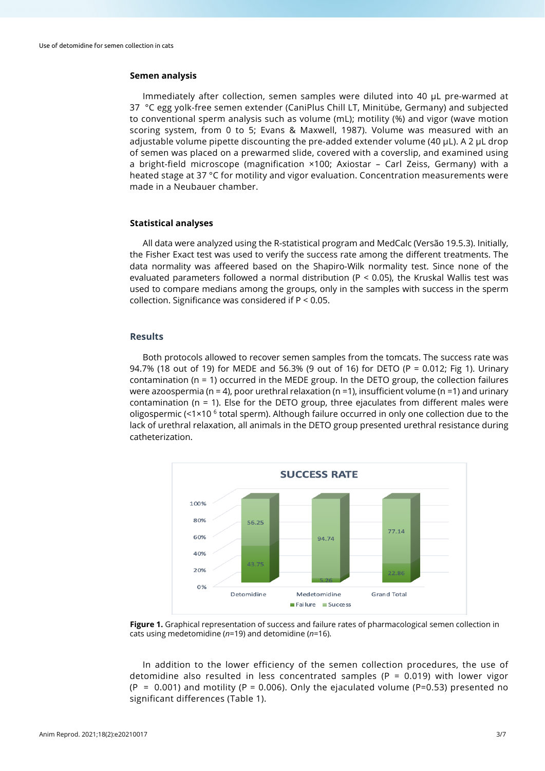## Semen analysis

Immediately after collection, semen samples were diluted into 40 μL pre-warmed at 37 °C egg yolk-free semen extender (CaniPlus Chill LT, Minitübe, Germany) and subjected to conventional sperm analysis such as volume (mL); motility (%) and vigor (wave motion scoring system, from 0 to 5; Evans & Maxwell, 1987). Volume was measured with an adjustable volume pipette discounting the pre-added extender volume (40 μL). A 2 μL drop of semen was placed on a prewarmed slide, covered with a coverslip, and examined using a bright-field microscope (magnification ×100; Axiostar – Carl Zeiss, Germany) with a heated stage at 37 °C for motility and vigor evaluation. Concentration measurements were made in a Neubauer chamber.

## Statistical analyses

All data were analyzed using the R-statistical program and MedCalc (Versão 19.5.3). Initially, the Fisher Exact test was used to verify the success rate among the different treatments. The data normality was affeered based on the Shapiro-Wilk normality test. Since none of the evaluated parameters followed a normal distribution ($P < 0.05$), the Kruskal Wallis test was used to compare medians among the groups, only in the samples with success in the sperm collection. Significance was considered if $P < 0.05$.

## Results

Both protocols allowed to recover semen samples from the tomcats. The success rate was 94.7% (18 out of 19) for MEDE and 56.3% (9 out of 16) for DETO ($P = 0.012$; Fig 1). Urinary contamination (n = 1) occurred in the MEDE group. In the DETO group, the collection failures were azoospermia (n = 4), poor urethral relaxation (n =1), insufficient volume (n =1) and urinary contamination (n = 1). Else for the DETO group, three ejaculates from different males were oligospermic (<$1\times10^{6}$ total sperm). Although failure occurred in only one collection due to the lack of urethral relaxation, all animals in the DETO group presented urethral resistance during catheterization.

SUCCESS RATE

| | Detomidine | Medetomidine | Grand Total |
|---|---|---|---|
| Failure | 43.75 | 5.26 | 22.86 |
| Success | 56.25 | 94.74 | 77.14 |

**Figure 1.** Graphical representation of success and failure rates of pharmacological semen collection in cats using medetomidine (*n*=19) and detomidine (*n*=16).

In addition to the lower efficiency of the semen collection procedures, the use of detomidine also resulted in less concentrated samples ($P = 0.019$) with lower vigor ($P = 0.001$) and motility ($P = 0.006$). Only the ejaculated volume ($P=0.53$) presented no significant differences (Table 1).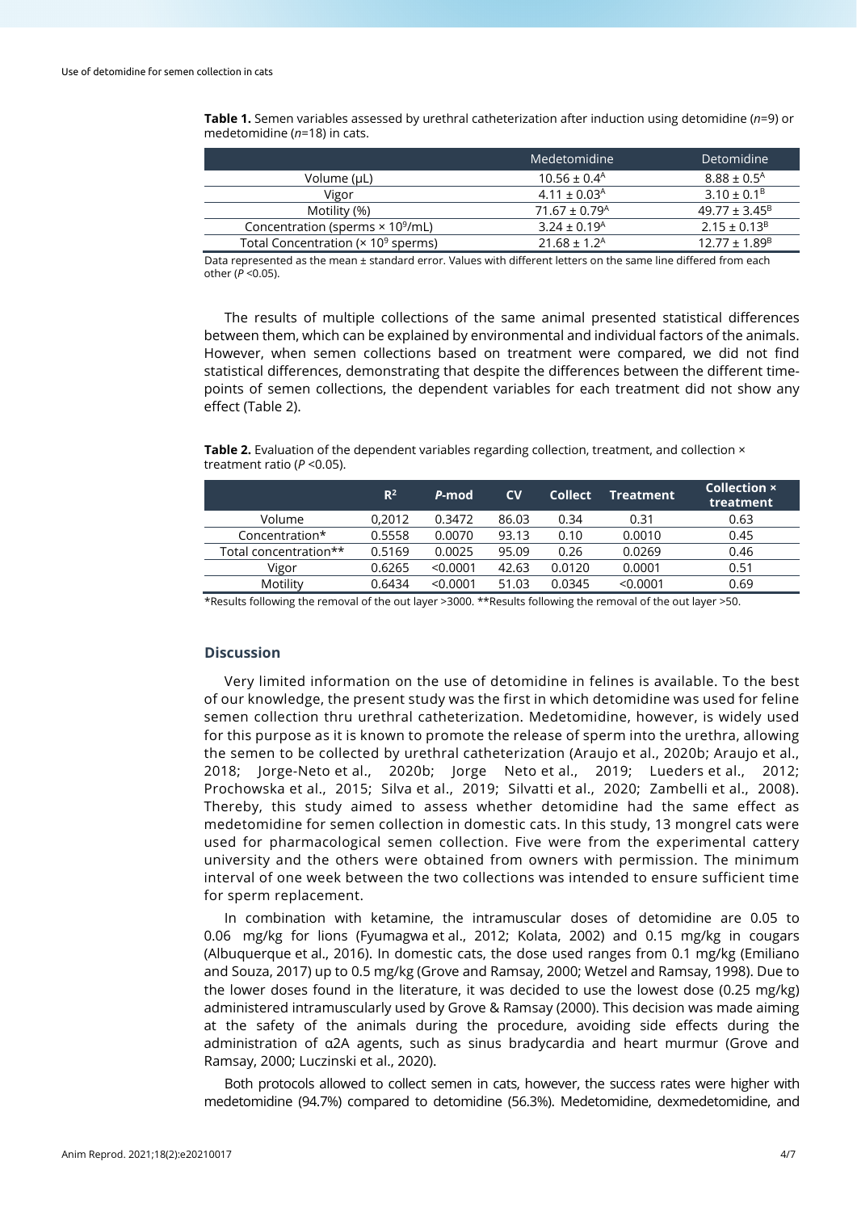**Table 1.** Semen variables assessed by urethral catheterization after induction using detomidine (*n*=9) or medetomidine (*n*=18) in cats.

| | Medetomidine | Detomidine |
|---|---|---|
| Volume (μL) | $10.56 \pm 0.4^{A}$ | $8.88 \pm 0.5^{A}$ |
| Vigor | $4.11 \pm 0.03^{A}$ | $3.10 \pm 0.1^{B}$ |
| Motility (%) | $71.67 \pm 0.79^{A}$ | $49.77 \pm 3.45^{B}$ |
| Concentration (sperms × $10^{9}$/mL) | $3.24 \pm 0.19^{A}$ | $2.15 \pm 0.13^{B}$ |
| Total Concentration (× $10^{9}$ sperms) | $21.68 \pm 1.2^{A}$ | $12.77 \pm 1.89^{B}$ |

Data represented as the mean ± standard error. Values with different letters on the same line differed from each other ($P$ <0.05).

The results of multiple collections of the same animal presented statistical differences between them, which can be explained by environmental and individual factors of the animals. However, when semen collections based on treatment were compared, we did not find statistical differences, demonstrating that despite the differences between the different time-points of semen collections, the dependent variables for each treatment did not show any effect (Table 2).

**Table 2.** Evaluation of the dependent variables regarding collection, treatment, and collection × treatment ratio ($P$ <0.05).

| | $R^2$ | *P*-mod | CV | Collect | Treatment | Collection × treatment |
|---|---|---|---|---|---|---|
| Volume | 0,2012 | 0.3472 | 86.03 | 0.34 | 0.31 | 0.63 |
| Concentration* | 0.5558 | 0.0070 | 93.13 | 0.10 | 0.0010 | 0.45 |
| Total concentration** | 0.5169 | 0.0025 | 95.09 | 0.26 | 0.0269 | 0.46 |
| Vigor | 0.6265 | <0.0001 | 42.63 | 0.0120 | 0.0001 | 0.51 |
| Motility | 0.6434 | <0.0001 | 51.03 | 0.0345 | <0.0001 | 0.69 |

*Results following the removal of the out layer >3000. **Results following the removal of the out layer >50.

## Discussion

Very limited information on the use of detomidine in felines is available. To the best of our knowledge, the present study was the first in which detomidine was used for feline semen collection thru urethral catheterization. Medetomidine, however, is widely used for this purpose as it is known to promote the release of sperm into the urethra, allowing the semen to be collected by urethral catheterization (Araujo et al., 2020b; Araujo et al., 2018; Jorge-Neto et al., 2020b; Jorge Neto et al., 2019; Lueders et al., 2012; Prochowska et al., 2015; Silva et al., 2019; Silvatti et al., 2020; Zambelli et al., 2008). Thereby, this study aimed to assess whether detomidine had the same effect as medetomidine for semen collection in domestic cats. In this study, 13 mongrel cats were used for pharmacological semen collection. Five were from the experimental cattery university and the others were obtained from owners with permission. The minimum interval of one week between the two collections was intended to ensure sufficient time for sperm replacement.

In combination with ketamine, the intramuscular doses of detomidine are 0.05 to 0.06 mg/kg for lions (Fyumagwa et al., 2012; Kolata, 2002) and 0.15 mg/kg in cougars (Albuquerque et al., 2016). In domestic cats, the dose used ranges from 0.1 mg/kg (Emiliano and Souza, 2017) up to 0.5 mg/kg (Grove and Ramsay, 2000; Wetzel and Ramsay, 1998). Due to the lower doses found in the literature, it was decided to use the lowest dose (0.25 mg/kg) administered intramuscularly used by Grove & Ramsay (2000). This decision was made aiming at the safety of the animals during the procedure, avoiding side effects during the administration of α2A agents, such as sinus bradycardia and heart murmur (Grove and Ramsay, 2000; Luczinski et al., 2020).

Both protocols allowed to collect semen in cats, however, the success rates were higher with medetomidine (94.7%) compared to detomidine (56.3%). Medetomidine, dexmedetomidine, and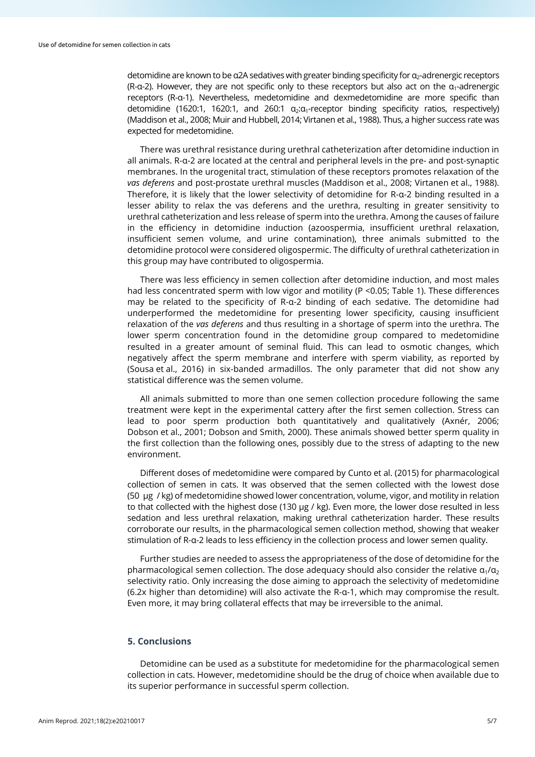detomidine are known to be α2A sedatives with greater binding specificity for $\alpha_2$-adrenergic receptors (R-α-2). However, they are not specific only to these receptors but also act on the $\alpha_1$-adrenergic receptors (R-α-1). Nevertheless, medetomidine and dexmedetomidine are more specific than detomidine (1620:1, 1620:1, and 260:1 $\alpha_2$:$\alpha_1$-receptor binding specificity ratios, respectively) (Maddison et al., 2008; Muir and Hubbell, 2014; Virtanen et al., 1988). Thus, a higher success rate was expected for medetomidine.

There was urethral resistance during urethral catheterization after detomidine induction in all animals. R-α-2 are located at the central and peripheral levels in the pre- and post-synaptic membranes. In the urogenital tract, stimulation of these receptors promotes relaxation of the *vas deferens* and post-prostate urethral muscles (Maddison et al., 2008; Virtanen et al., 1988). Therefore, it is likely that the lower selectivity of detomidine for R-α-2 binding resulted in a lesser ability to relax the vas deferens and the urethra, resulting in greater sensitivity to urethral catheterization and less release of sperm into the urethra. Among the causes of failure in the efficiency in detomidine induction (azoospermia, insufficient urethral relaxation, insufficient semen volume, and urine contamination), three animals submitted to the detomidine protocol were considered oligospermic. The difficulty of urethral catheterization in this group may have contributed to oligospermia.

There was less efficiency in semen collection after detomidine induction, and most males had less concentrated sperm with low vigor and motility ($P < 0.05$; Table 1). These differences may be related to the specificity of R-α-2 binding of each sedative. The detomidine had underperformed the medetomidine for presenting lower specificity, causing insufficient relaxation of the *vas deferens* and thus resulting in a shortage of sperm into the urethra. The lower sperm concentration found in the detomidine group compared to medetomidine resulted in a greater amount of seminal fluid. This can lead to osmotic changes, which negatively affect the sperm membrane and interfere with sperm viability, as reported by (Sousa et al., 2016) in six-banded armadillos. The only parameter that did not show any statistical difference was the semen volume.

All animals submitted to more than one semen collection procedure following the same treatment were kept in the experimental cattery after the first semen collection. Stress can lead to poor sperm production both quantitatively and qualitatively (Axnér, 2006; Dobson et al., 2001; Dobson and Smith, 2000). These animals showed better sperm quality in the first collection than the following ones, possibly due to the stress of adapting to the new environment.

Different doses of medetomidine were compared by Cunto et al. (2015) for pharmacological collection of semen in cats. It was observed that the semen collected with the lowest dose (50 μg / kg) of medetomidine showed lower concentration, volume, vigor, and motility in relation to that collected with the highest dose (130 μg / kg). Even more, the lower dose resulted in less sedation and less urethral relaxation, making urethral catheterization harder. These results corroborate our results, in the pharmacological semen collection method, showing that weaker stimulation of R-α-2 leads to less efficiency in the collection process and lower semen quality.

Further studies are needed to assess the appropriateness of the dose of detomidine for the pharmacological semen collection. The dose adequacy should also consider the relative $\alpha_1/\alpha_2$ selectivity ratio. Only increasing the dose aiming to approach the selectivity of medetomidine (6.2x higher than detomidine) will also activate the R-α-1, which may compromise the result. Even more, it may bring collateral effects that may be irreversible to the animal.

## 5. Conclusions

Detomidine can be used as a substitute for medetomidine for the pharmacological semen collection in cats. However, medetomidine should be the drug of choice when available due to its superior performance in successful sperm collection.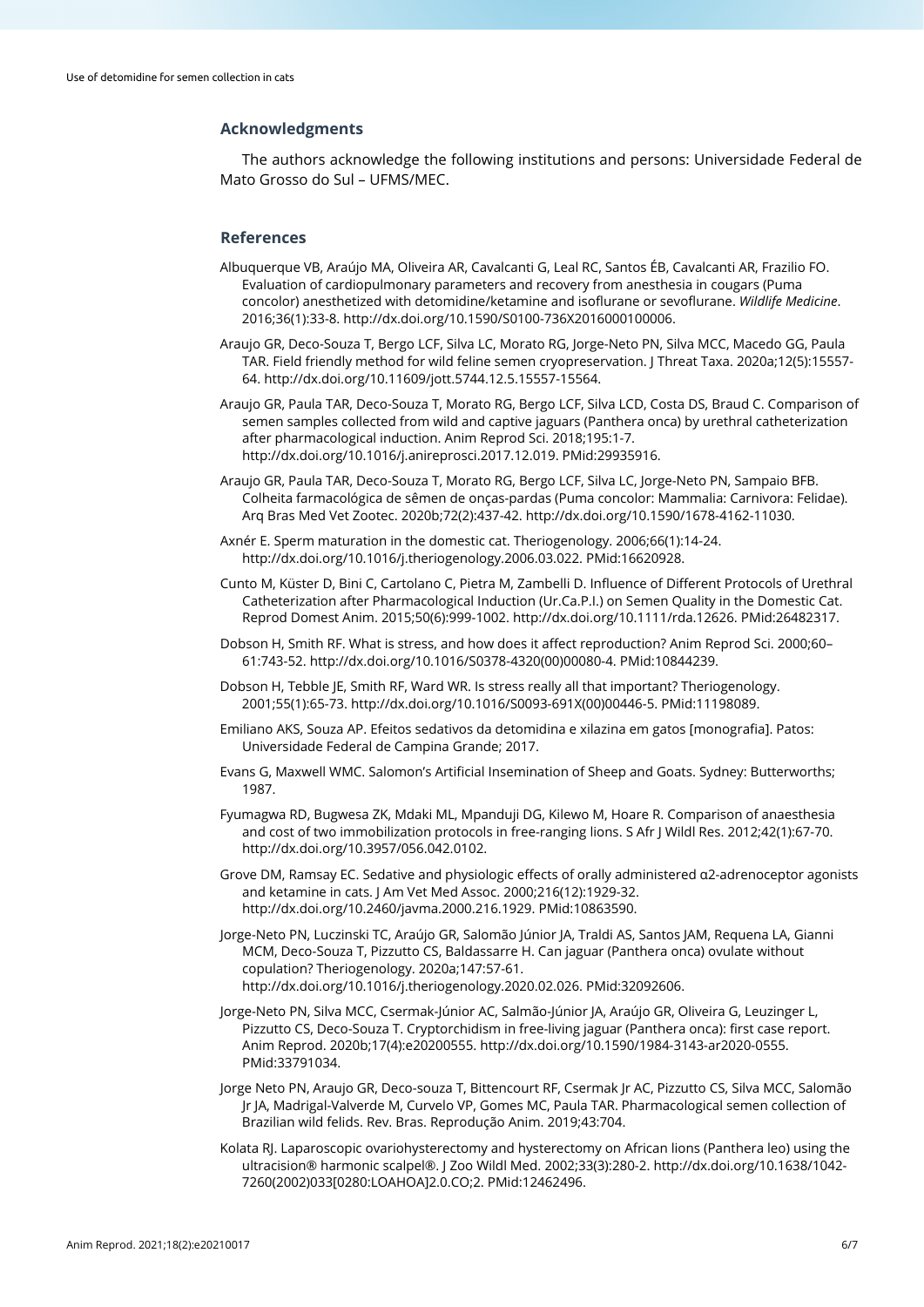## Acknowledgments

The authors acknowledge the following institutions and persons: Universidade Federal de Mato Grosso do Sul – UFMS/MEC.

## References

Albuquerque VB, Araújo MA, Oliveira AR, Cavalcanti G, Leal RC, Santos ÉB, Cavalcanti AR, Frazilio FO. Evaluation of cardiopulmonary parameters and recovery from anesthesia in cougars (Puma concolor) anesthetized with detomidine/ketamine and isoflurane or sevoflurane. *Wildlife Medicine*. 2016;36(1):33-8. http://dx.doi.org/10.1590/S0100-736X2016000100006.

Araujo GR, Deco-Souza T, Bergo LCF, Silva LC, Morato RG, Jorge-Neto PN, Silva MCC, Macedo GG, Paula TAR. Field friendly method for wild feline semen cryopreservation. J Threat Taxa. 2020a;12(5):15557-64. http://dx.doi.org/10.11609/jott.5744.12.5.15557-15564.

Araujo GR, Paula TAR, Deco-Souza T, Morato RG, Bergo LCF, Silva LCD, Costa DS, Braud C. Comparison of semen samples collected from wild and captive jaguars (Panthera onca) by urethral catheterization after pharmacological induction. Anim Reprod Sci. 2018;195:1-7. http://dx.doi.org/10.1016/j.anireprosci.2017.12.019. PMid:29935916.

Araujo GR, Paula TAR, Deco-Souza T, Morato RG, Bergo LCF, Silva LC, Jorge-Neto PN, Sampaio BFB. Colheita farmacológica de sêmen de onças-pardas (Puma concolor: Mammalia: Carnivora: Felidae). Arq Bras Med Vet Zootec. 2020b;72(2):437-42. http://dx.doi.org/10.1590/1678-4162-11030.

Axnér E. Sperm maturation in the domestic cat. Theriogenology. 2006;66(1):14-24. http://dx.doi.org/10.1016/j.theriogenology.2006.03.022. PMid:16620928.

Cunto M, Küster D, Bini C, Cartolano C, Pietra M, Zambelli D. Influence of Different Protocols of Urethral Catheterization after Pharmacological Induction (Ur.Ca.P.I.) on Semen Quality in the Domestic Cat. Reprod Domest Anim. 2015;50(6):999-1002. http://dx.doi.org/10.1111/rda.12626. PMid:26482317.

Dobson H, Smith RF. What is stress, and how does it affect reproduction? Anim Reprod Sci. 2000;60–61:743-52. http://dx.doi.org/10.1016/S0378-4320(00)00080-4. PMid:10844239.

Dobson H, Tebble JE, Smith RF, Ward WR. Is stress really all that important? Theriogenology. 2001;55(1):65-73. http://dx.doi.org/10.1016/S0093-691X(00)00446-5. PMid:11198089.

Emiliano AKS, Souza AP. Efeitos sedativos da detomidina e xilazina em gatos [monografia]. Patos: Universidade Federal de Campina Grande; 2017.

Evans G, Maxwell WMC. Salomon's Artificial Insemination of Sheep and Goats. Sydney: Butterworths; 1987.

Fyumagwa RD, Bugwesa ZK, Mdaki ML, Mpanduji DG, Kilewo M, Hoare R. Comparison of anaesthesia and cost of two immobilization protocols in free-ranging lions. S Afr J Wildl Res. 2012;42(1):67-70. http://dx.doi.org/10.3957/056.042.0102.

Grove DM, Ramsay EC. Sedative and physiologic effects of orally administered α2-adrenoceptor agonists and ketamine in cats. J Am Vet Med Assoc. 2000;216(12):1929-32. http://dx.doi.org/10.2460/javma.2000.216.1929. PMid:10863590.

Jorge-Neto PN, Luczinski TC, Araújo GR, Salomão Júnior JA, Traldi AS, Santos JAM, Requena LA, Gianni MCM, Deco-Souza T, Pizzutto CS, Baldassarre H. Can jaguar (Panthera onca) ovulate without copulation? Theriogenology. 2020a;147:57-61. http://dx.doi.org/10.1016/j.theriogenology.2020.02.026. PMid:32092606.

Jorge-Neto PN, Silva MCC, Csermak-Júnior AC, Salmão-Júnior JA, Araújo GR, Oliveira G, Leuzinger L, Pizzutto CS, Deco-Souza T. Cryptorchidism in free-living jaguar (Panthera onca): first case report. Anim Reprod. 2020b;17(4):e20200555. http://dx.doi.org/10.1590/1984-3143-ar2020-0555. PMid:33791034.

Jorge Neto PN, Araujo GR, Deco-souza T, Bittencourt RF, Csermak Jr AC, Pizzutto CS, Silva MCC, Salomão Jr JA, Madrigal-Valverde M, Curvelo VP, Gomes MC, Paula TAR. Pharmacological semen collection of Brazilian wild felids. Rev. Bras. Reprodução Anim. 2019;43:704.

Kolata RJ. Laparoscopic ovariohysterectomy and hysterectomy on African lions (Panthera leo) using the ultracision® harmonic scalpel®. J Zoo Wildl Med. 2002;33(3):280-2. http://dx.doi.org/10.1638/1042-7260(2002)033[0280:LOAHOA]2.0.CO;2. PMid:12462496.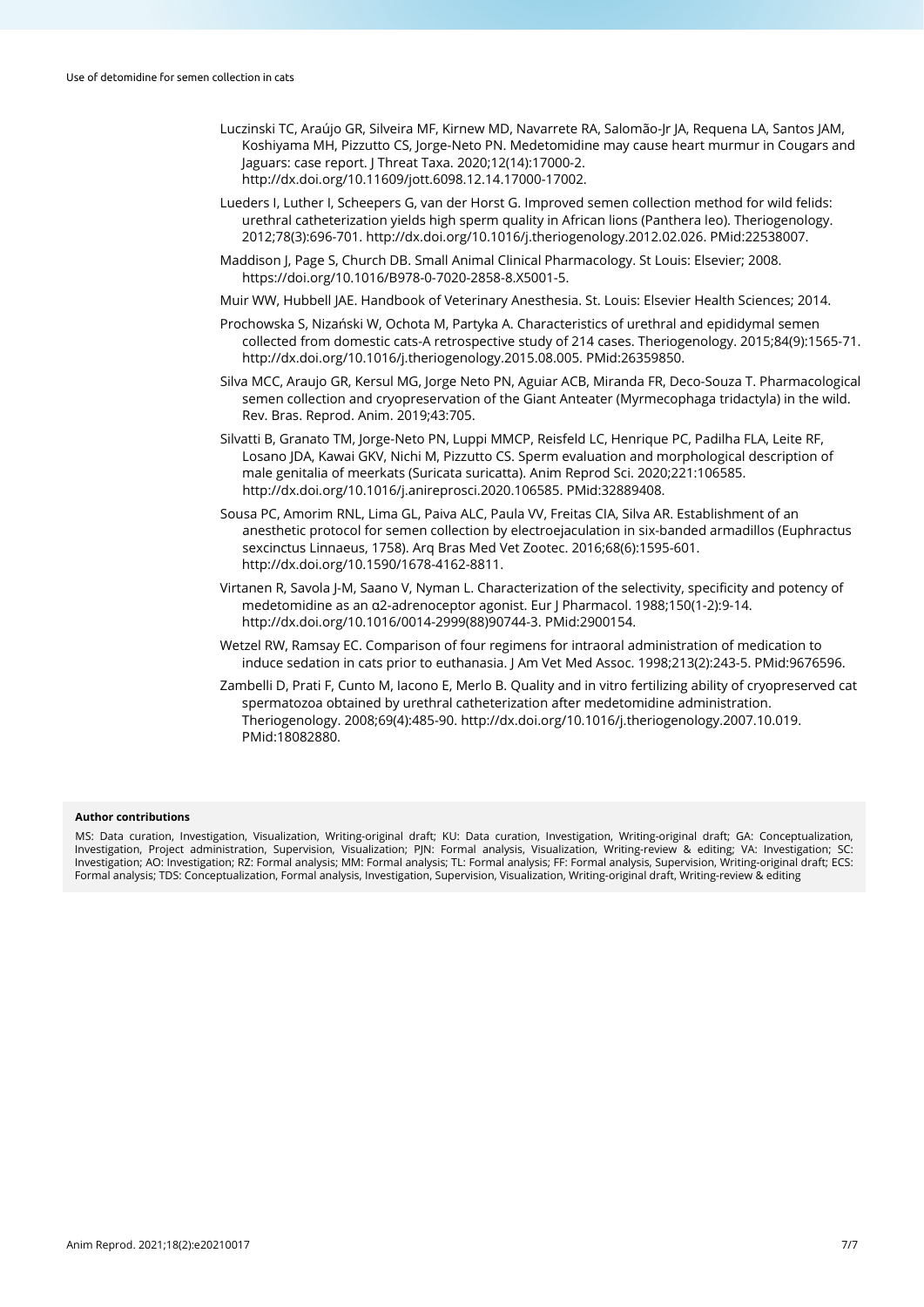Luczinski TC, Araújo GR, Silveira MF, Kirnew MD, Navarrete RA, Salomão-Jr JA, Requena LA, Santos JAM, Koshiyama MH, Pizzutto CS, Jorge-Neto PN. Medetomidine may cause heart murmur in Cougars and Jaguars: case report. J Threat Taxa. 2020;12(14):17000-2. http://dx.doi.org/10.11609/jott.6098.12.14.17000-17002.

Lueders I, Luther I, Scheepers G, van der Horst G. Improved semen collection method for wild felids: urethral catheterization yields high sperm quality in African lions (Panthera leo). Theriogenology. 2012;78(3):696-701. http://dx.doi.org/10.1016/j.theriogenology.2012.02.026. PMid:22538007.

Maddison J, Page S, Church DB. Small Animal Clinical Pharmacology. St Louis: Elsevier; 2008. https://doi.org/10.1016/B978-0-7020-2858-8.X5001-5.

Muir WW, Hubbell JAE. Handbook of Veterinary Anesthesia. St. Louis: Elsevier Health Sciences; 2014.

Prochowska S, Nizański W, Ochota M, Partyka A. Characteristics of urethral and epididymal semen collected from domestic cats-A retrospective study of 214 cases. Theriogenology. 2015;84(9):1565-71. http://dx.doi.org/10.1016/j.theriogenology.2015.08.005. PMid:26359850.

Silva MCC, Araujo GR, Kersul MG, Jorge Neto PN, Aguiar ACB, Miranda FR, Deco-Souza T. Pharmacological semen collection and cryopreservation of the Giant Anteater (Myrmecophaga tridactyla) in the wild. Rev. Bras. Reprod. Anim. 2019;43:705.

Silvatti B, Granato TM, Jorge-Neto PN, Luppi MMCP, Reisfeld LC, Henrique PC, Padilha FLA, Leite RF, Losano JDA, Kawai GKV, Nichi M, Pizzutto CS. Sperm evaluation and morphological description of male genitalia of meerkats (Suricata suricatta). Anim Reprod Sci. 2020;221:106585. http://dx.doi.org/10.1016/j.anireprosci.2020.106585. PMid:32889408.

Sousa PC, Amorim RNL, Lima GL, Paiva ALC, Paula VV, Freitas CIA, Silva AR. Establishment of an anesthetic protocol for semen collection by electroejaculation in six-banded armadillos (Euphractus sexcinctus Linnaeus, 1758). Arq Bras Med Vet Zootec. 2016;68(6):1595-601. http://dx.doi.org/10.1590/1678-4162-8811.

Virtanen R, Savola J-M, Saano V, Nyman L. Characterization of the selectivity, specificity and potency of medetomidine as an α2-adrenoceptor agonist. Eur J Pharmacol. 1988;150(1-2):9-14. http://dx.doi.org/10.1016/0014-2999(88)90744-3. PMid:2900154.

Wetzel RW, Ramsay EC. Comparison of four regimens for intraoral administration of medication to induce sedation in cats prior to euthanasia. J Am Vet Med Assoc. 1998;213(2):243-5. PMid:9676596.

Zambelli D, Prati F, Cunto M, Iacono E, Merlo B. Quality and in vitro fertilizing ability of cryopreserved cat spermatozoa obtained by urethral catheterization after medetomidine administration. Theriogenology. 2008;69(4):485-90. http://dx.doi.org/10.1016/j.theriogenology.2007.10.019. PMid:18082880.

**Author contributions**

MS: Data curation, Investigation, Visualization, Writing-original draft; KU: Data curation, Investigation, Writing-original draft; GA: Conceptualization, Investigation, Project administration, Supervision, Visualization; PJN: Formal analysis, Visualization, Writing-review & editing; VA: Investigation; SC: Investigation; AO: Investigation; RZ: Formal analysis; MM: Formal analysis; TL: Formal analysis; FF: Formal analysis, Supervision, Writing-original draft; ECS: Formal analysis; TDS: Conceptualization, Formal analysis, Investigation, Supervision, Visualization, Writing-original draft, Writing-review & editing